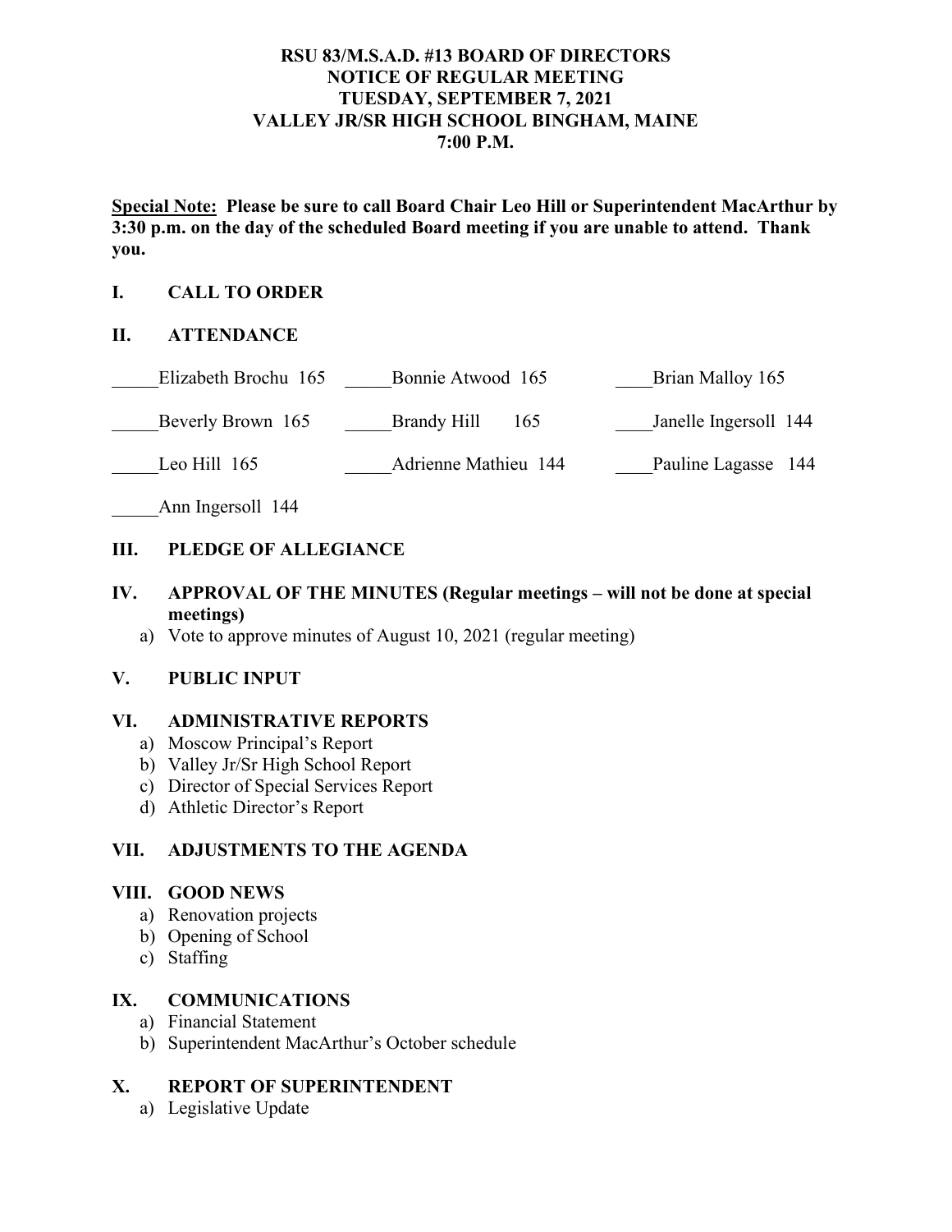**RSU 83/M.S.A.D. #13 BOARD OF DIRECTORS**
**NOTICE OF REGULAR MEETING**
**TUESDAY, SEPTEMBER 7, 2021**
**VALLEY JR/SR HIGH SCHOOL BINGHAM, MAINE**
**7:00 P.M.**

**Special Note: Please be sure to call Board Chair Leo Hill or Superintendent MacArthur by 3:30 p.m. on the day of the scheduled Board meeting if you are unable to attend. Thank you.**

## I. CALL TO ORDER

## II. ATTENDANCE

| | | |
|---|---|---|
| _____Elizabeth Brochu 165 | _____Bonnie Atwood 165 | ____Brian Malloy 165 |
| _____Beverly Brown 165 | _____Brandy Hill 165 | ____Janelle Ingersoll 144 |
| _____Leo Hill 165 | _____Adrienne Mathieu 144 | ____Pauline Lagasse 144 |
| _____Ann Ingersoll 144 | | |

## III. PLEDGE OF ALLEGIANCE

## IV. APPROVAL OF THE MINUTES (Regular meetings – will not be done at special meetings)

a) Vote to approve minutes of August 10, 2021 (regular meeting)

## V. PUBLIC INPUT

## VI. ADMINISTRATIVE REPORTS

a) Moscow Principal's Report
b) Valley Jr/Sr High School Report
c) Director of Special Services Report
d) Athletic Director's Report

## VII. ADJUSTMENTS TO THE AGENDA

## VIII. GOOD NEWS

a) Renovation projects
b) Opening of School
c) Staffing

## IX. COMMUNICATIONS

a) Financial Statement
b) Superintendent MacArthur's October schedule

## X. REPORT OF SUPERINTENDENT

a) Legislative Update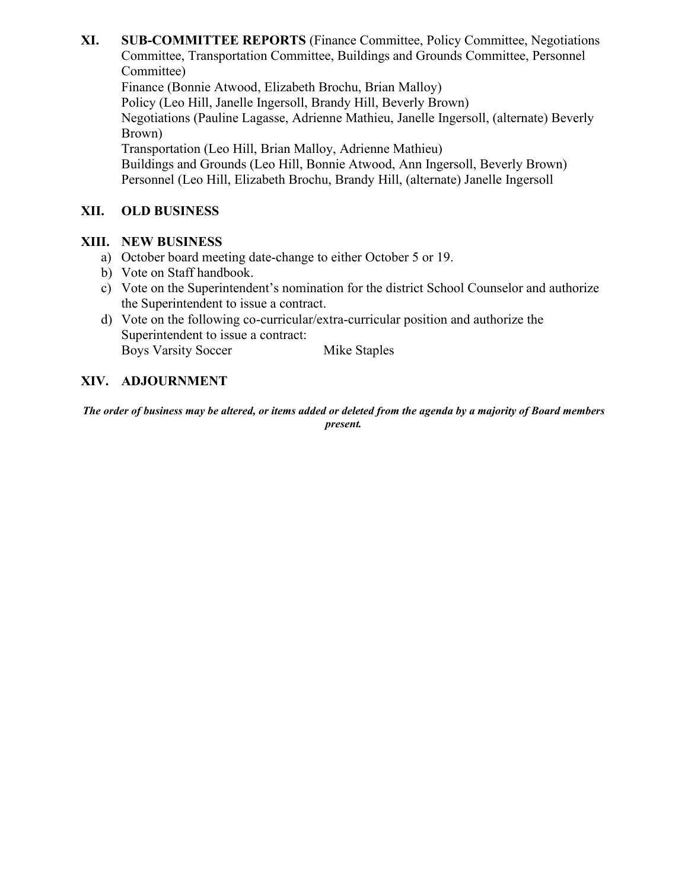## XI. SUB-COMMITTEE REPORTS (Finance Committee, Policy Committee, Negotiations Committee, Transportation Committee, Buildings and Grounds Committee, Personnel Committee)

Finance (Bonnie Atwood, Elizabeth Brochu, Brian Malloy)
Policy (Leo Hill, Janelle Ingersoll, Brandy Hill, Beverly Brown)
Negotiations (Pauline Lagasse, Adrienne Mathieu, Janelle Ingersoll, (alternate) Beverly Brown)
Transportation (Leo Hill, Brian Malloy, Adrienne Mathieu)
Buildings and Grounds (Leo Hill, Bonnie Atwood, Ann Ingersoll, Beverly Brown)
Personnel (Leo Hill, Elizabeth Brochu, Brandy Hill, (alternate) Janelle Ingersoll

## XII. OLD BUSINESS

## XIII. NEW BUSINESS

a) October board meeting date-change to either October 5 or 19.
b) Vote on Staff handbook.
c) Vote on the Superintendent's nomination for the district School Counselor and authorize the Superintendent to issue a contract.
d) Vote on the following co-curricular/extra-curricular position and authorize the Superintendent to issue a contract:
   Boys Varsity Soccer Mike Staples

## XIV. ADJOURNMENT

***The order of business may be altered, or items added or deleted from the agenda by a majority of Board members present.***